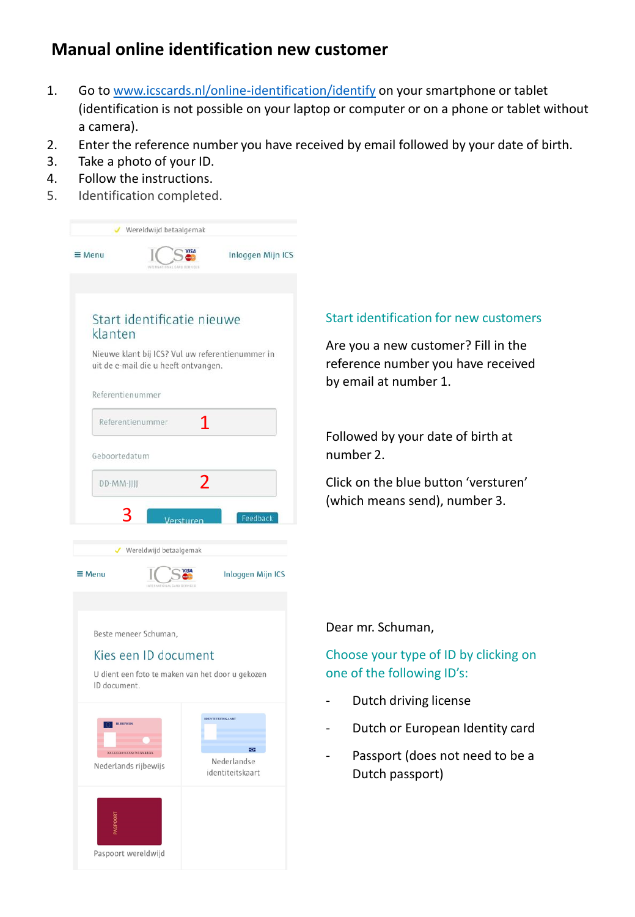# Manual online identification new customer

1. Go to [www.icscards.nl/online-identification/identify](www.icscards.nl/online-identification/identify) on your smartphone or tablet (identification is not possible on your laptop or computer or on a phone or tablet without a camera).
2. Enter the reference number you have received by email followed by your date of birth.
3. Take a photo of your ID.
4. Follow the instructions.
5. Identification completed.

Wereldwijd betaalgemak

≡ Menu   ICS   Inloggen Mijn ICS

Start identificatie nieuwe klanten

Nieuwe klant bij ICS? Vul uw referentienummer in uit de e-mail die u heeft ontvangen.

Referentienummer

Referentienummer 1

Geboortedatum

DD-MM-JJJJ 2

3 Versturen   Feedback

## Start identification for new customers

Are you a new customer? Fill in the reference number you have received by email at number 1.

Followed by your date of birth at number 2.

Click on the blue button 'versturen' (which means send), number 3.

Wereldwijd betaalgemak

≡ Menu   ICS   Inloggen Mijn ICS

Beste meneer Schuman,

Kies een ID document

U dient een foto te maken van het door u gekozen ID document.

Nederlands rijbewijs

Nederlandse identiteitskaart

Paspoort wereldwijd

Dear mr. Schuman,

## Choose your type of ID by clicking on one of the following ID's:

- Dutch driving license
- Dutch or European Identity card
- Passport (does not need to be a Dutch passport)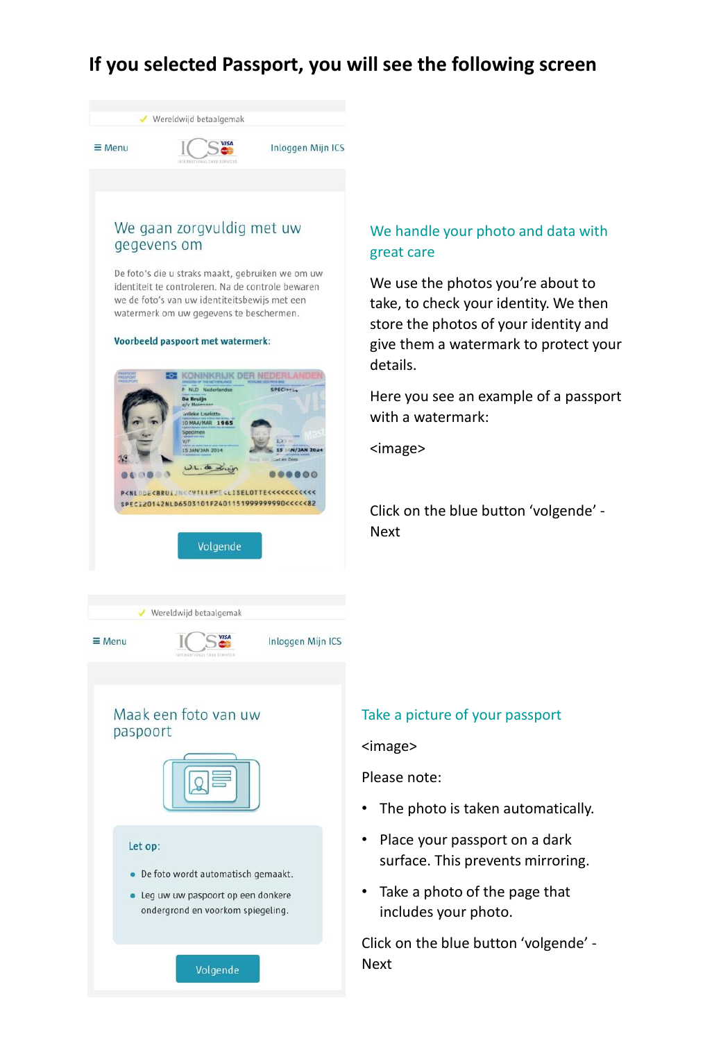# If you selected Passport, you will see the following screen

✓ Wereldwijd betaalgemak

≡ Menu | ICS | Inloggen Mijn ICS

## We gaan zorgvuldig met uw gegevens om

De foto's die u straks maakt, gebruiken we om uw identiteit te controleren. Na de controle bewaren we de foto's van uw identiteitsbewijs met een watermerk om uw gegevens te beschermen.

**Voorbeeld paspoort met watermerk:**

Volgende

### We handle your photo and data with great care

We use the photos you're about to take, to check your identity. We then store the photos of your identity and give them a watermark to protect your details.

Here you see an example of a passport with a watermark:

<image>

Click on the blue button 'volgende' - Next

✓ Wereldwijd betaalgemak

≡ Menu | ICS | Inloggen Mijn ICS

## Maak een foto van uw paspoort

Let op:

- De foto wordt automatisch gemaakt.
- Leg uw uw paspoort op een donkere ondergrond en voorkom spiegeling.

Volgende

### Take a picture of your passport

<image>

Please note:

- The photo is taken automatically.
- Place your passport on a dark surface. This prevents mirroring.
- Take a photo of the page that includes your photo.

Click on the blue button 'volgende' - Next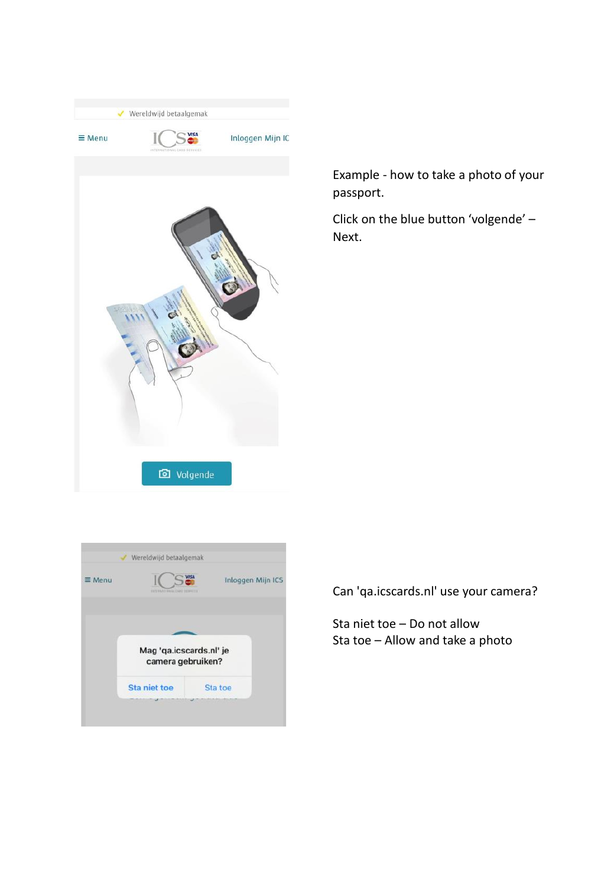Wereldwijd betaalgemak

≡ Menu　　ICS　　Inloggen Mijn IC

Volgende

Example - how to take a photo of your passport.

Click on the blue button ‘volgende’ – Next.

Wereldwijd betaalgemak

≡ Menu　　ICS　　Inloggen Mijn ICS

Mag 'qa.icscards.nl' je camera gebruiken?

Sta niet toe　　Sta toe

Can 'qa.icscards.nl' use your camera?

Sta niet toe – Do not allow
Sta toe – Allow and take a photo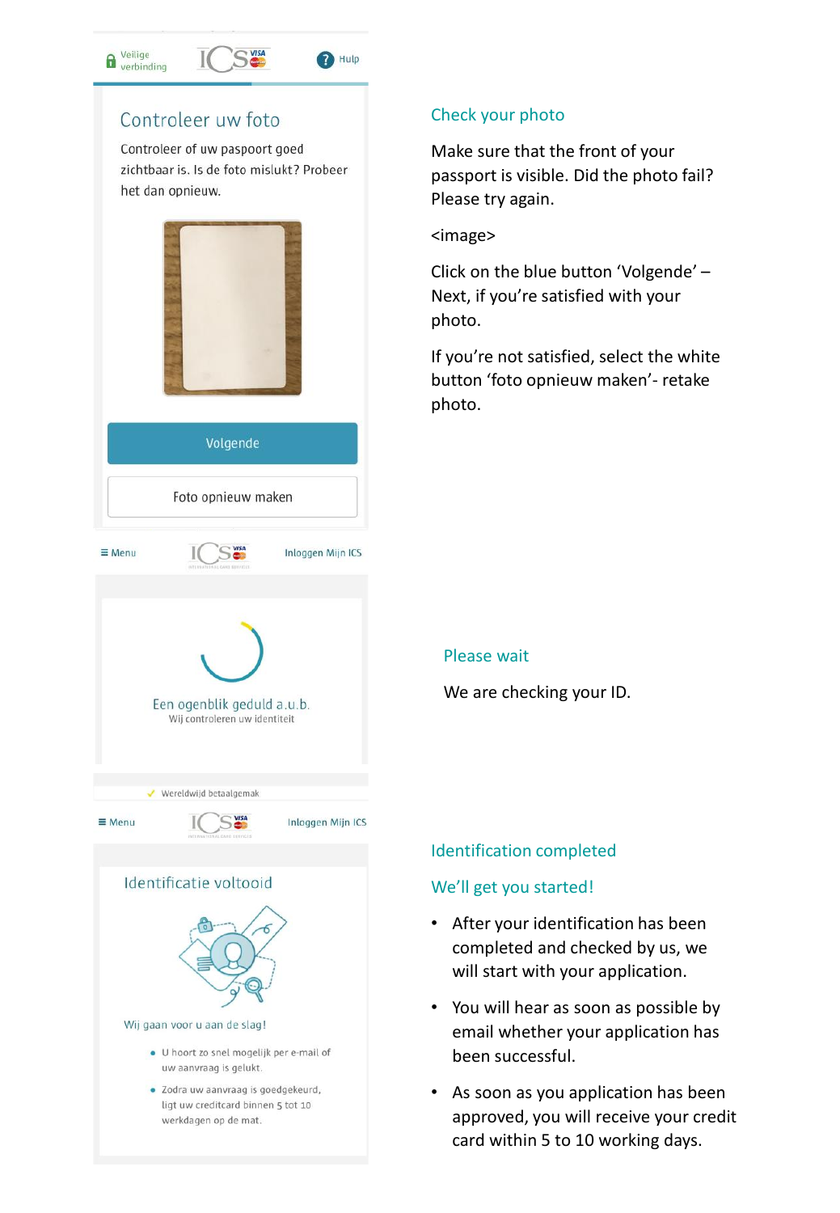Veilige verbinding

Hulp

## Controleer uw foto

Controleer of uw paspoort goed zichtbaar is. Is de foto mislukt? Probeer het dan opnieuw.

Volgende

Foto opnieuw maken

## Check your photo

Make sure that the front of your passport is visible. Did the photo fail? Please try again.

<image>

Click on the blue button ‘Volgende’ – Next, if you’re satisfied with your photo.

If you’re not satisfied, select the white button ‘foto opnieuw maken’- retake photo.

≡ Menu

Inloggen Mijn ICS

Een ogenblik geduld a.u.b.
Wij controleren uw identiteit

## Please wait

We are checking your ID.

✓ Wereldwijd betaalgemak

≡ Menu

Inloggen Mijn ICS

## Identificatie voltooid

Wij gaan voor u aan de slag!

- U hoort zo snel mogelijk per e-mail of uw aanvraag is gelukt.
- Zodra uw aanvraag is goedgekeurd, ligt uw creditcard binnen 5 tot 10 werkdagen op de mat.

## Identification completed

### We’ll get you started!

- After your identification has been completed and checked by us, we will start with your application.
- You will hear as soon as possible by email whether your application has been successful.
- As soon as you application has been approved, you will receive your credit card within 5 to 10 working days.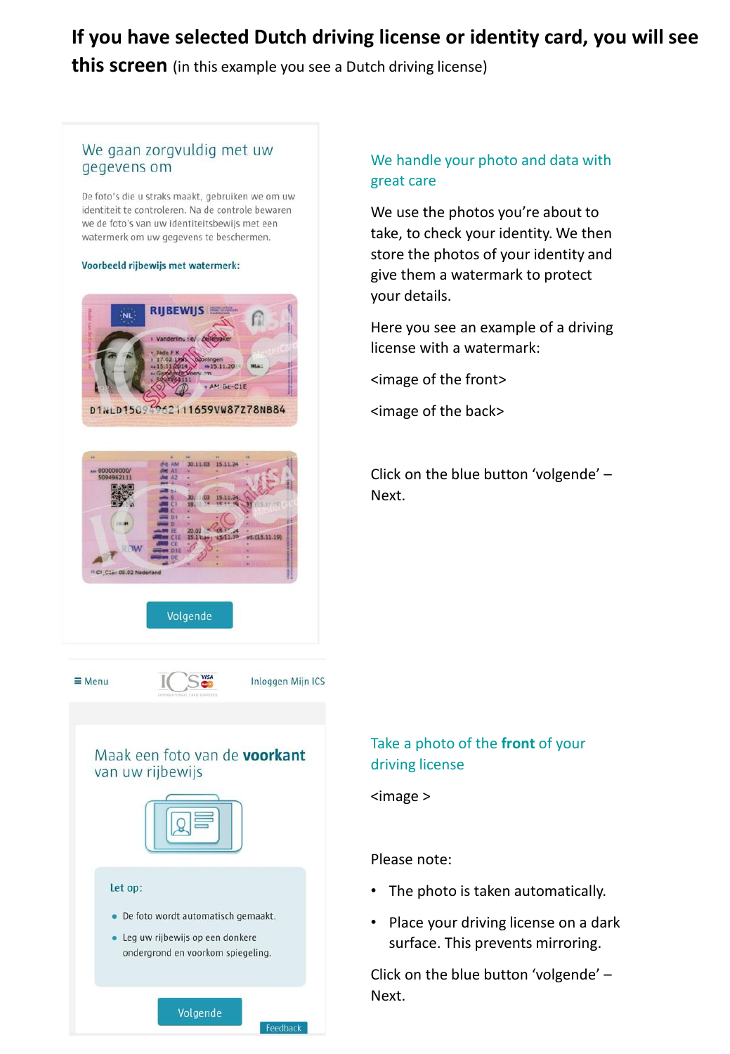**If you have selected Dutch driving license or identity card, you will see this screen** (in this example you see a Dutch driving license)

We gaan zorgvuldig met uw gegevens om

De foto's die u straks maakt, gebruiken we om uw identiteit te controleren. Na de controle bewaren we de foto's van uw identiteitsbewijs met een watermerk om uw gegevens te beschermen.

**Voorbeeld rijbewijs met watermerk:**

Volgende

## We handle your photo and data with great care

We use the photos you're about to take, to check your identity. We then store the photos of your identity and give them a watermark to protect your details.

Here you see an example of a driving license with a watermark:

<image of the front>

<image of the back>

Click on the blue button 'volgende' – Next.

≡ Menu | Inloggen Mijn ICS

Maak een foto van de **voorkant** van uw rijbewijs

Let op:

- De foto wordt automatisch gemaakt.
- Leg uw rijbewijs op een donkere ondergrond en voorkom spiegeling.

Volgende

Feedback

## Take a photo of the **front** of your driving license

<image >

Please note:

- The photo is taken automatically.
- Place your driving license on a dark surface. This prevents mirroring.

Click on the blue button 'volgende' – Next.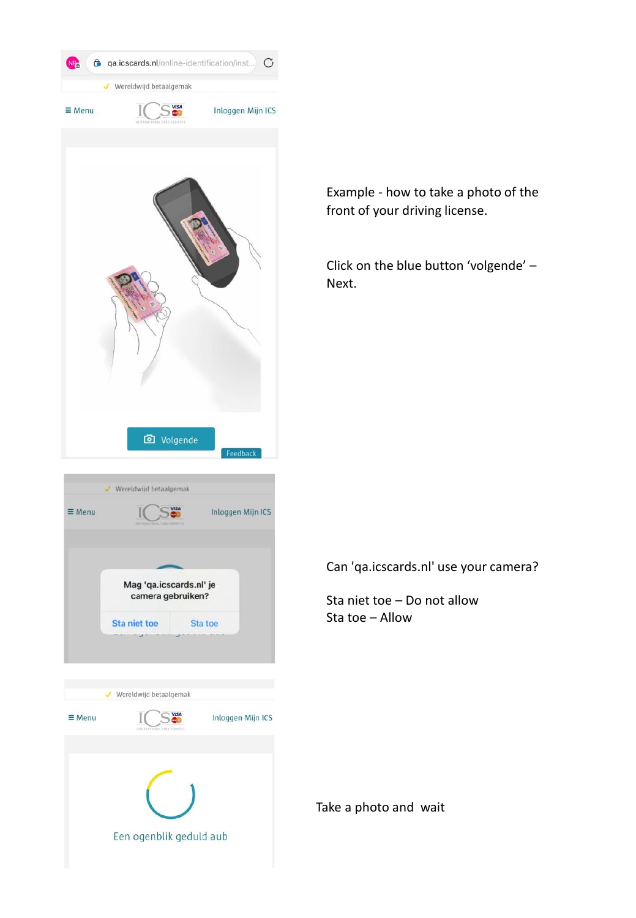qa.icscards.nl/online-identification/inst...

Wereldwijd betaalgemak

Menu

Inloggen Mijn ICS

Volgende

Feedback

Example - how to take a photo of the front of your driving license.

Click on the blue button ‘volgende’ – Next.

Wereldwijd betaalgemak

Menu

Inloggen Mijn ICS

Mag 'qa.icscards.nl' je camera gebruiken?

Sta niet toe

Sta toe

Can 'qa.icscards.nl' use your camera?

Sta niet toe – Do not allow
Sta toe – Allow

Wereldwijd betaalgemak

Menu

Inloggen Mijn ICS

Een ogenblik geduld aub

Take a photo and wait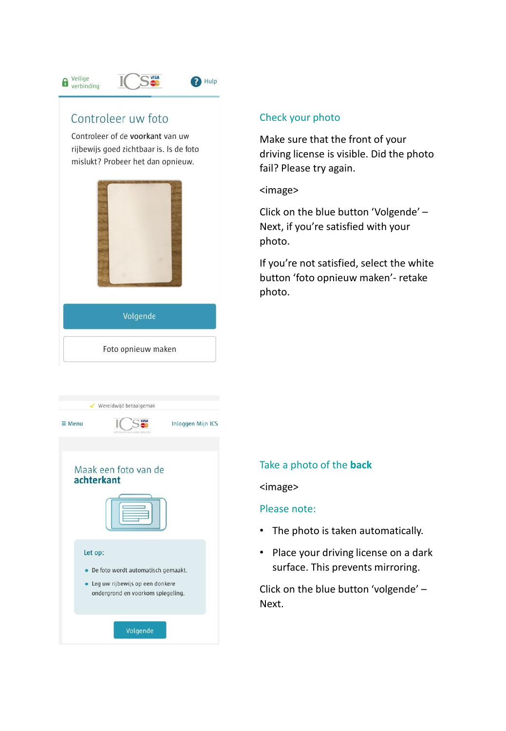Veilige verbinding

Hulp

## Controleer uw foto

Controleer of de **voorkant** van uw rijbewijs goed zichtbaar is. Is de foto mislukt? Probeer het dan opnieuw.

Volgende

Foto opnieuw maken

## Check your photo

Make sure that the front of your driving license is visible. Did the photo fail? Please try again.

<image>

Click on the blue button 'Volgende' – Next, if you're satisfied with your photo.

If you're not satisfied, select the white button 'foto opnieuw maken'- retake photo.

Wereldwijd betaalgemak

≡ Menu

Inloggen Mijn ICS

## Maak een foto van de **achterkant**

Let op:

- De foto wordt automatisch gemaakt.
- Leg uw rijbewijs op een donkere ondergrond en voorkom spiegeling.

Volgende

## Take a photo of the **back**

<image>

Please note:

- The photo is taken automatically.
- Place your driving license on a dark surface. This prevents mirroring.

Click on the blue button 'volgende' – Next.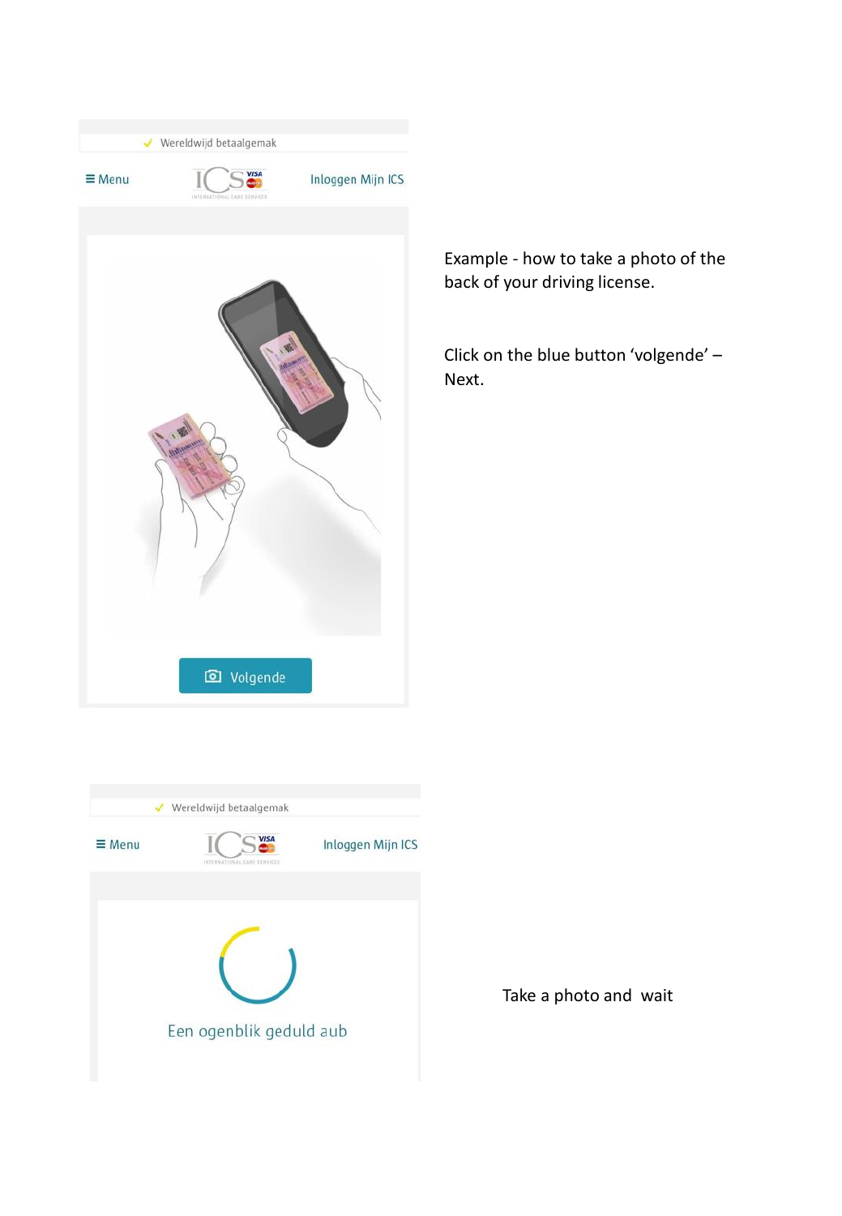✓ Wereldwijd betaalgemak

≡ Menu ICS Inloggen Mijn ICS

Volgende

Example - how to take a photo of the back of your driving license.

Click on the blue button 'volgende' – Next.

✓ Wereldwijd betaalgemak

≡ Menu ICS Inloggen Mijn ICS

Een ogenblik geduld aub

Take a photo and wait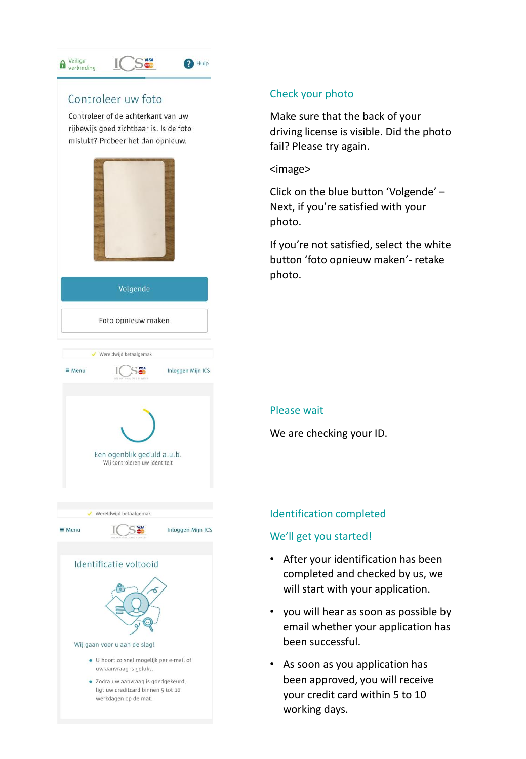Veilige verbinding

Hulp

## Controleer uw foto

Controleer of de achterkant van uw rijbewijs goed zichtbaar is. Is de foto mislukt? Probeer het dan opnieuw.

Volgende

Foto opnieuw maken

### Check your photo

Make sure that the back of your driving license is visible. Did the photo fail? Please try again.

<image>

Click on the blue button 'Volgende' – Next, if you're satisfied with your photo.

If you're not satisfied, select the white button 'foto opnieuw maken'- retake photo.

✓ Wereldwijd betaalgemak

≡ Menu    Inloggen Mijn ICS

Een ogenblik geduld a.u.b.
Wij controleren uw identiteit

### Please wait

We are checking your ID.

✓ Wereldwijd betaalgemak

≡ Menu    Inloggen Mijn ICS

## Identificatie voltooid

Wij gaan voor u aan de slag!

- U hoort zo snel mogelijk per e-mail of uw aanvraag is gelukt.
- Zodra uw aanvraag is goedgekeurd, ligt uw creditcard binnen 5 tot 10 werkdagen op de mat.

### Identification completed

### We'll get you started!

- After your identification has been completed and checked by us, we will start with your application.
- you will hear as soon as possible by email whether your application has been successful.
- As soon as you application has been approved, you will receive your credit card within 5 to 10 working days.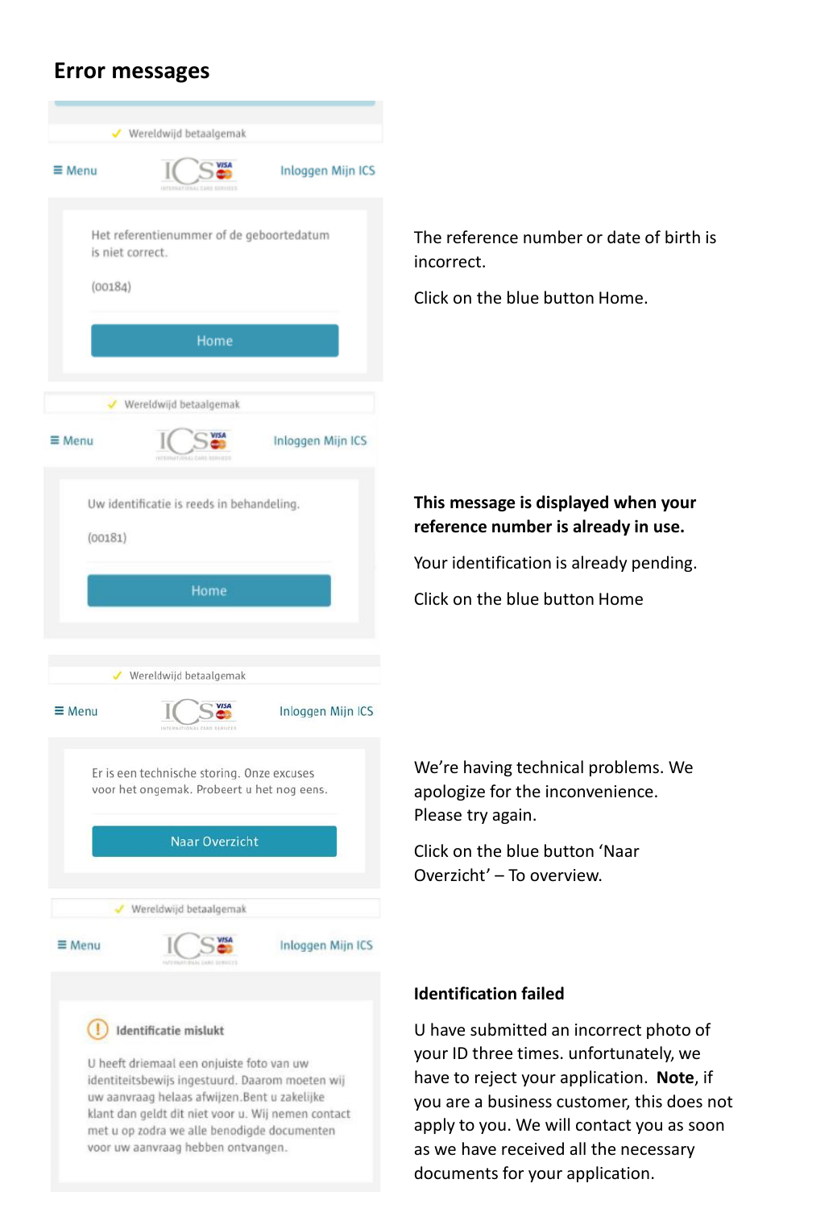## Error messages

✓ Wereldwijd betaalgemak

≡ Menu | ICS | Inloggen Mijn ICS

Het referentienummer of de geboortedatum is niet correct.

(00184)

Home

The reference number or date of birth is incorrect.

Click on the blue button Home.

✓ Wereldwijd betaalgemak

≡ Menu | ICS | Inloggen Mijn ICS

Uw identificatie is reeds in behandeling.

(00181)

Home

**This message is displayed when your reference number is already in use.**

Your identification is already pending.

Click on the blue button Home

✓ Wereldwijd betaalgemak

≡ Menu | ICS | Inloggen Mijn ICS

Er is een technische storing. Onze excuses voor het ongemak. Probeert u het nog eens.

Naar Overzicht

We're having technical problems. We apologize for the inconvenience. Please try again.

Click on the blue button 'Naar Overzicht' – To overview.

✓ Wereldwijd betaalgemak

≡ Menu | ICS | Inloggen Mijn ICS

**Identificatie mislukt**

U heeft driemaal een onjuiste foto van uw identiteitsbewijs ingestuurd. Daarom moeten wij uw aanvraag helaas afwijzen.Bent u zakelijke klant dan geldt dit niet voor u. Wij nemen contact met u op zodra we alle benodigde documenten voor uw aanvraag hebben ontvangen.

**Identification failed**

U have submitted an incorrect photo of your ID three times. unfortunately, we have to reject your application. **Note**, if you are a business customer, this does not apply to you. We will contact you as soon as we have received all the necessary documents for your application.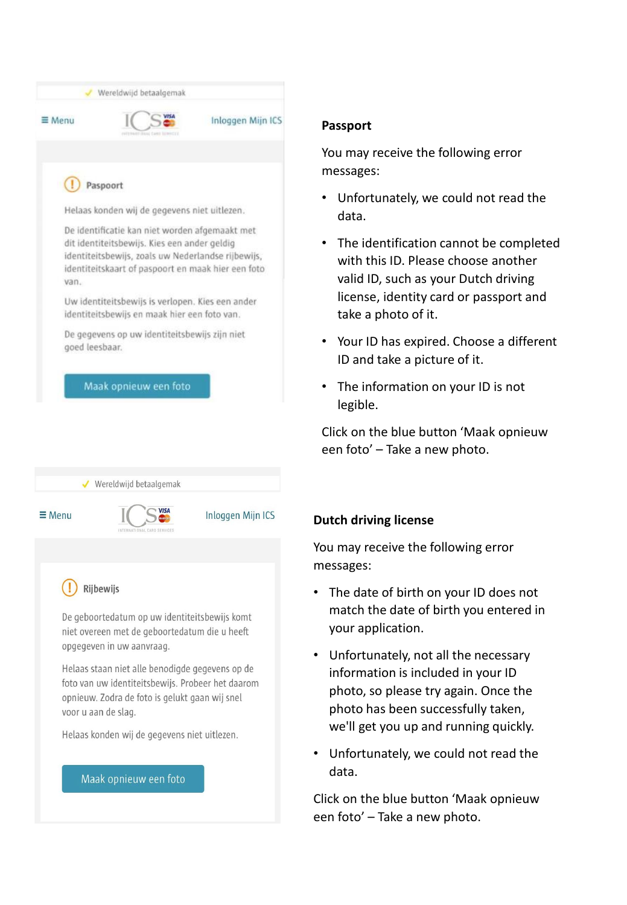✓ Wereldwijd betaalgemak

≡ Menu ICS Inloggen Mijn ICS

**Paspoort**

Helaas konden wij de gegevens niet uitlezen.

De identificatie kan niet worden afgemaakt met dit identiteitsbewijs. Kies een ander geldig identiteitsbewijs, zoals uw Nederlandse rijbewijs, identiteitskaart of paspoort en maak hier een foto van.

Uw identiteitsbewijs is verlopen. Kies een ander identiteitsbewijs en maak hier een foto van.

De gegevens op uw identiteitsbewijs zijn niet goed leesbaar.

Maak opnieuw een foto

## Passport

You may receive the following error messages:

- Unfortunately, we could not read the data.
- The identification cannot be completed with this ID. Please choose another valid ID, such as your Dutch driving license, identity card or passport and take a photo of it.
- Your ID has expired. Choose a different ID and take a picture of it.
- The information on your ID is not legible.

Click on the blue button ‘Maak opnieuw een foto’ – Take a new photo.

✓ Wereldwijd betaalgemak

≡ Menu ICS Inloggen Mijn ICS

**Rijbewijs**

De geboortedatum op uw identiteitsbewijs komt niet overeen met de geboortedatum die u heeft opgegeven in uw aanvraag.

Helaas staan niet alle benodigde gegevens op de foto van uw identiteitsbewijs. Probeer het daarom opnieuw. Zodra de foto is gelukt gaan wij snel voor u aan de slag.

Helaas konden wij de gegevens niet uitlezen.

Maak opnieuw een foto

## Dutch driving license

You may receive the following error messages:

- The date of birth on your ID does not match the date of birth you entered in your application.
- Unfortunately, not all the necessary information is included in your ID photo, so please try again. Once the photo has been successfully taken, we'll get you up and running quickly.
- Unfortunately, we could not read the data.

Click on the blue button ‘Maak opnieuw een foto’ – Take a new photo.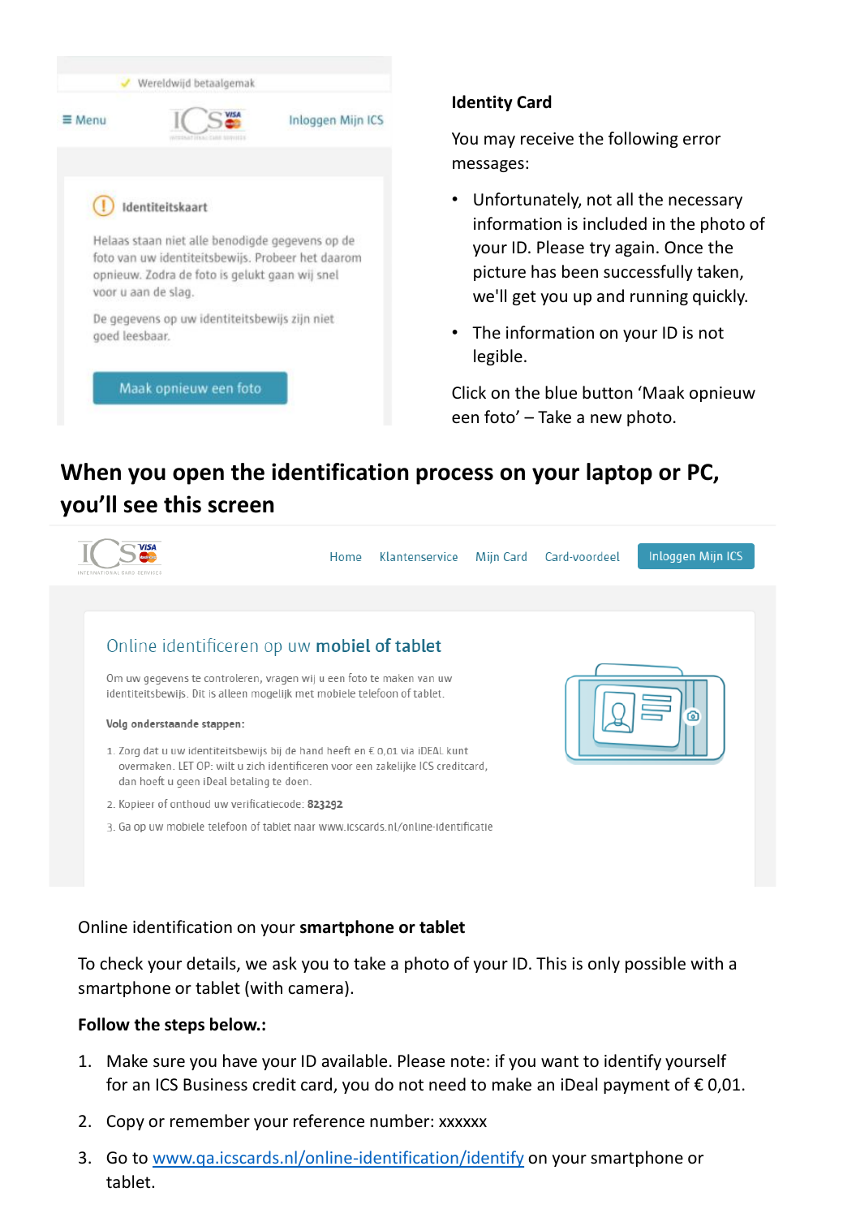✓ Wereldwijd betaalgemak

≡ Menu | Inloggen Mijn ICS

**Identiteitskaart**

Helaas staan niet alle benodigde gegevens op de foto van uw identiteitsbewijs. Probeer het daarom opnieuw. Zodra de foto is gelukt gaan wij snel voor u aan de slag.

De gegevens op uw identiteitsbewijs zijn niet goed leesbaar.

Maak opnieuw een foto

**Identity Card**

You may receive the following error messages:

- Unfortunately, not all the necessary information is included in the photo of your ID. Please try again. Once the picture has been successfully taken, we'll get you up and running quickly.
- The information on your ID is not legible.

Click on the blue button 'Maak opnieuw een foto' – Take a new photo.

## When you open the identification process on your laptop or PC, you'll see this screen

Home | Klantenservice | Mijn Card | Card-voordeel | Inloggen Mijn ICS

Online identificeren op uw **mobiel of tablet**

Om uw gegevens te controleren, vragen wij u een foto te maken van uw identiteitsbewijs. Dit is alleen mogelijk met mobiele telefoon of tablet.

**Volg onderstaande stappen:**

1. Zorg dat u uw identiteitsbewijs bij de hand heeft en € 0,01 via iDEAL kunt overmaken. LET OP: wilt u zich identificeren voor een zakelijke ICS creditcard, dan hoeft u geen iDeal betaling te doen.
2. Kopieer of onthoud uw verificatiecode: **823292**
3. Ga op uw mobiele telefoon of tablet naar www.icscards.nl/online-identificatie

Online identification on your **smartphone or tablet**

To check your details, we ask you to take a photo of your ID. This is only possible with a smartphone or tablet (with camera).

**Follow the steps below.:**

1. Make sure you have your ID available. Please note: if you want to identify yourself for an ICS Business credit card, you do not need to make an iDeal payment of € 0,01.
2. Copy or remember your reference number: xxxxxx
3. Go to [www.qa.icscards.nl/online-identification/identify](www.qa.icscards.nl/online-identification/identify) on your smartphone or tablet.